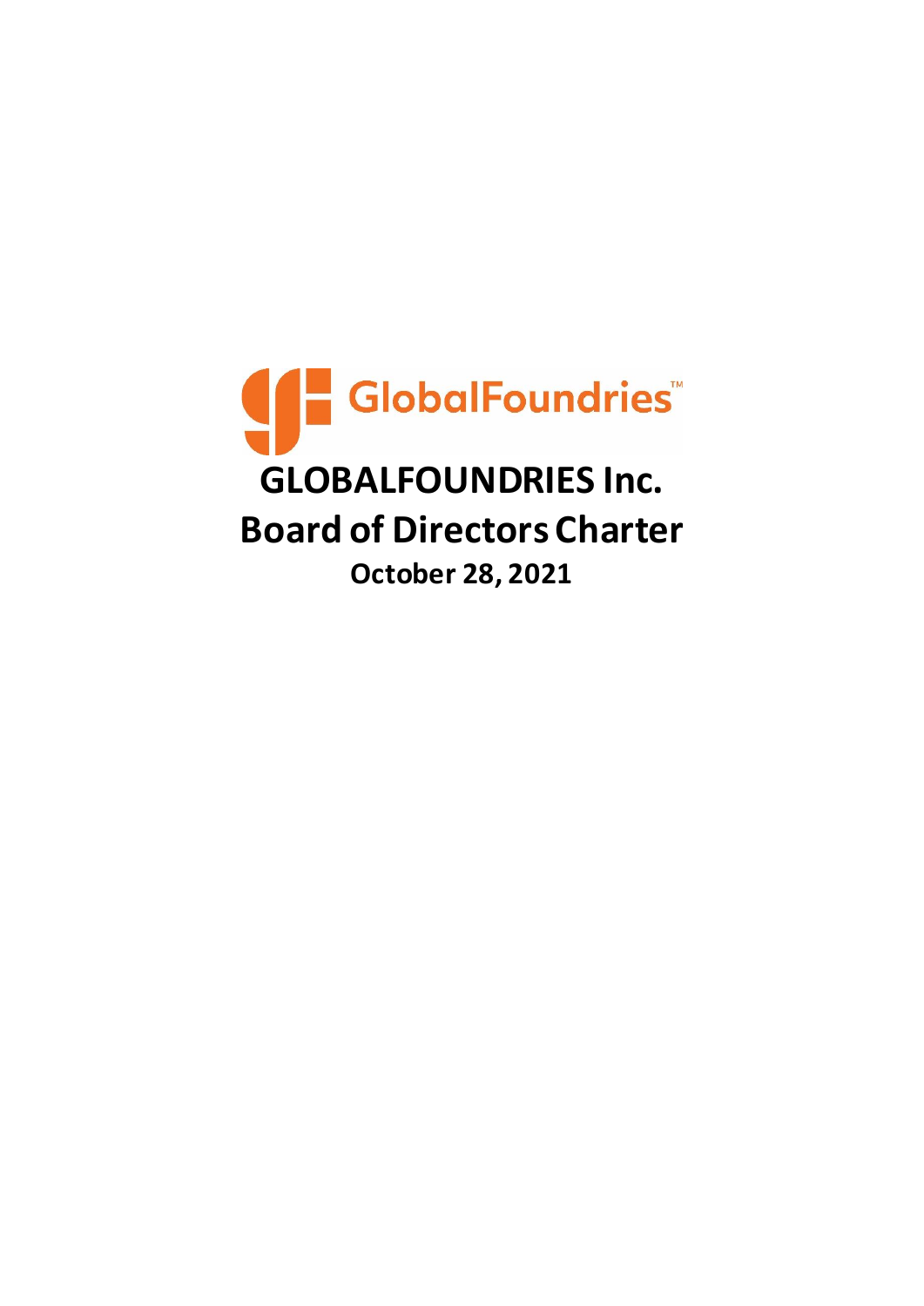GlobalFoundries™

# GLOBALFOUNDRIES Inc.

# Board of Directors Charter

**October 28, 2021**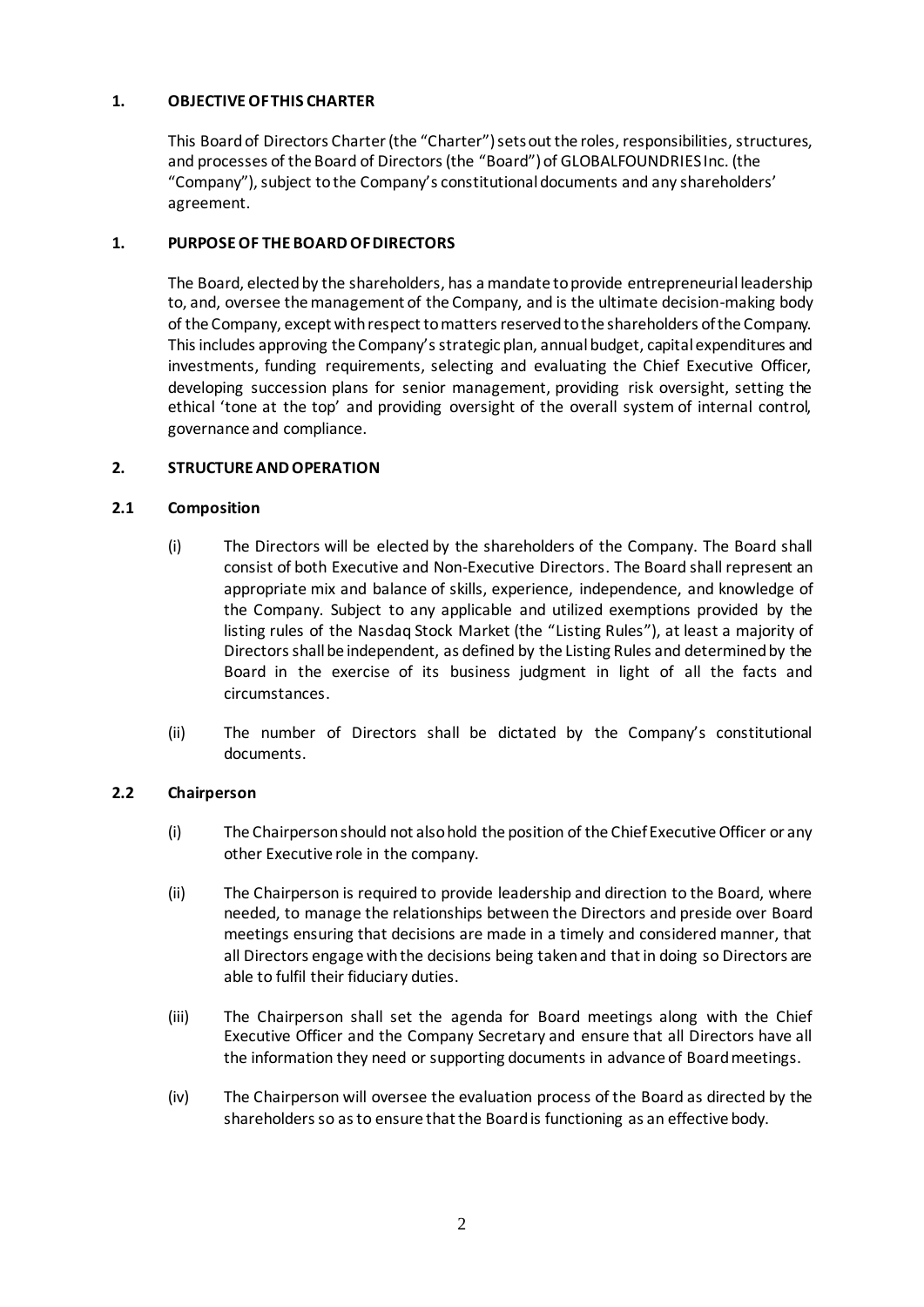## 1. OBJECTIVE OF THIS CHARTER

This Board of Directors Charter (the "Charter") sets out the roles, responsibilities, structures, and processes of the Board of Directors (the "Board") of GLOBALFOUNDRIES Inc. (the "Company"), subject to the Company's constitutional documents and any shareholders' agreement.

## 1. PURPOSE OF THE BOARD OF DIRECTORS

The Board, elected by the shareholders, has a mandate to provide entrepreneurial leadership to, and, oversee the management of the Company, and is the ultimate decision-making body of the Company, except with respect to matters reserved to the shareholders of the Company. This includes approving the Company's strategic plan, annual budget, capital expenditures and investments, funding requirements, selecting and evaluating the Chief Executive Officer, developing succession plans for senior management, providing risk oversight, setting the ethical 'tone at the top' and providing oversight of the overall system of internal control, governance and compliance.

## 2. STRUCTURE AND OPERATION

### 2.1 Composition

(i) The Directors will be elected by the shareholders of the Company. The Board shall consist of both Executive and Non-Executive Directors. The Board shall represent an appropriate mix and balance of skills, experience, independence, and knowledge of the Company. Subject to any applicable and utilized exemptions provided by the listing rules of the Nasdaq Stock Market (the "Listing Rules"), at least a majority of Directors shall be independent, as defined by the Listing Rules and determined by the Board in the exercise of its business judgment in light of all the facts and circumstances.

(ii) The number of Directors shall be dictated by the Company's constitutional documents.

### 2.2 Chairperson

(i) The Chairperson should not also hold the position of the Chief Executive Officer or any other Executive role in the company.

(ii) The Chairperson is required to provide leadership and direction to the Board, where needed, to manage the relationships between the Directors and preside over Board meetings ensuring that decisions are made in a timely and considered manner, that all Directors engage with the decisions being taken and that in doing so Directors are able to fulfil their fiduciary duties.

(iii) The Chairperson shall set the agenda for Board meetings along with the Chief Executive Officer and the Company Secretary and ensure that all Directors have all the information they need or supporting documents in advance of Board meetings.

(iv) The Chairperson will oversee the evaluation process of the Board as directed by the shareholders so as to ensure that the Board is functioning as an effective body.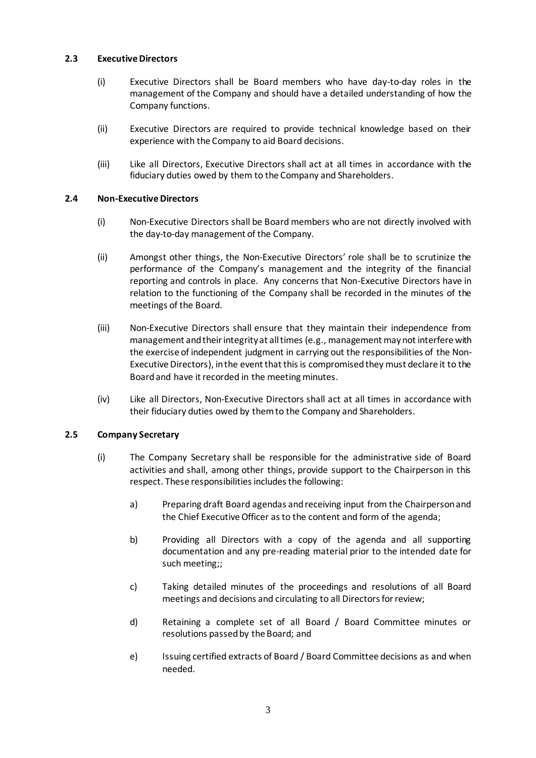### 2.3 Executive Directors

(i) Executive Directors shall be Board members who have day-to-day roles in the management of the Company and should have a detailed understanding of how the Company functions.

(ii) Executive Directors are required to provide technical knowledge based on their experience with the Company to aid Board decisions.

(iii) Like all Directors, Executive Directors shall act at all times in accordance with the fiduciary duties owed by them to the Company and Shareholders.

### 2.4 Non-Executive Directors

(i) Non-Executive Directors shall be Board members who are not directly involved with the day-to-day management of the Company.

(ii) Amongst other things, the Non-Executive Directors' role shall be to scrutinize the performance of the Company's management and the integrity of the financial reporting and controls in place. Any concerns that Non-Executive Directors have in relation to the functioning of the Company shall be recorded in the minutes of the meetings of the Board.

(iii) Non-Executive Directors shall ensure that they maintain their independence from management and their integrity at all times (e.g., management may not interfere with the exercise of independent judgment in carrying out the responsibilities of the Non-Executive Directors), in the event that this is compromised they must declare it to the Board and have it recorded in the meeting minutes.

(iv) Like all Directors, Non-Executive Directors shall act at all times in accordance with their fiduciary duties owed by them to the Company and Shareholders.

### 2.5 Company Secretary

(i) The Company Secretary shall be responsible for the administrative side of Board activities and shall, among other things, provide support to the Chairperson in this respect. These responsibilities includes the following:

a) Preparing draft Board agendas and receiving input from the Chairperson and the Chief Executive Officer as to the content and form of the agenda;

b) Providing all Directors with a copy of the agenda and all supporting documentation and any pre-reading material prior to the intended date for such meeting;;

c) Taking detailed minutes of the proceedings and resolutions of all Board meetings and decisions and circulating to all Directors for review;

d) Retaining a complete set of all Board / Board Committee minutes or resolutions passed by the Board; and

e) Issuing certified extracts of Board / Board Committee decisions as and when needed.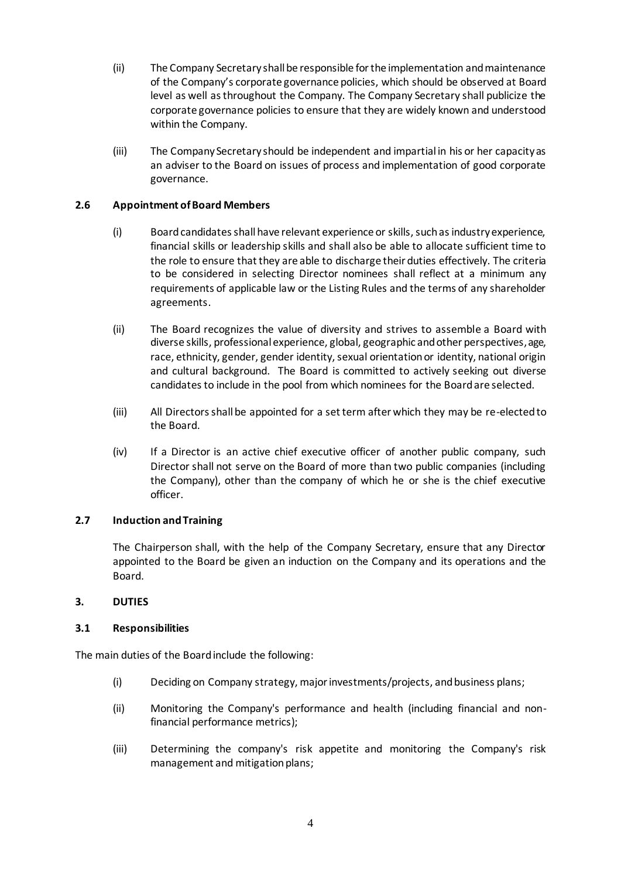(ii) The Company Secretary shall be responsible for the implementation and maintenance of the Company's corporate governance policies, which should be observed at Board level as well as throughout the Company. The Company Secretary shall publicize the corporate governance policies to ensure that they are widely known and understood within the Company.

(iii) The Company Secretary should be independent and impartial in his or her capacity as an adviser to the Board on issues of process and implementation of good corporate governance.

### 2.6 Appointment of Board Members

(i) Board candidates shall have relevant experience or skills, such as industry experience, financial skills or leadership skills and shall also be able to allocate sufficient time to the role to ensure that they are able to discharge their duties effectively. The criteria to be considered in selecting Director nominees shall reflect at a minimum any requirements of applicable law or the Listing Rules and the terms of any shareholder agreements.

(ii) The Board recognizes the value of diversity and strives to assemble a Board with diverse skills, professional experience, global, geographic and other perspectives, age, race, ethnicity, gender, gender identity, sexual orientation or identity, national origin and cultural background. The Board is committed to actively seeking out diverse candidates to include in the pool from which nominees for the Board are selected.

(iii) All Directors shall be appointed for a set term after which they may be re-elected to the Board.

(iv) If a Director is an active chief executive officer of another public company, such Director shall not serve on the Board of more than two public companies (including the Company), other than the company of which he or she is the chief executive officer.

### 2.7 Induction and Training

The Chairperson shall, with the help of the Company Secretary, ensure that any Director appointed to the Board be given an induction on the Company and its operations and the Board.

## 3. DUTIES

### 3.1 Responsibilities

The main duties of the Board include the following:

(i) Deciding on Company strategy, major investments/projects, and business plans;

(ii) Monitoring the Company's performance and health (including financial and non-financial performance metrics);

(iii) Determining the company's risk appetite and monitoring the Company's risk management and mitigation plans;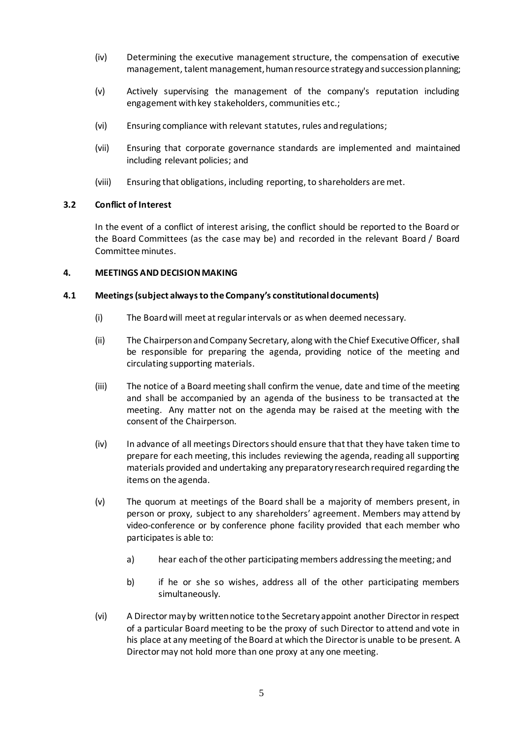(iv) Determining the executive management structure, the compensation of executive management, talent management, human resource strategy and succession planning;

(v) Actively supervising the management of the company's reputation including engagement with key stakeholders, communities etc.;

(vi) Ensuring compliance with relevant statutes, rules and regulations;

(vii) Ensuring that corporate governance standards are implemented and maintained including relevant policies; and

(viii) Ensuring that obligations, including reporting, to shareholders are met.

### 3.2 Conflict of Interest

In the event of a conflict of interest arising, the conflict should be reported to the Board or the Board Committees (as the case may be) and recorded in the relevant Board / Board Committee minutes.

## 4. MEETINGS AND DECISION MAKING

### 4.1 Meetings (subject always to the Company's constitutional documents)

(i) The Board will meet at regular intervals or as when deemed necessary.

(ii) The Chairperson and Company Secretary, along with the Chief Executive Officer, shall be responsible for preparing the agenda, providing notice of the meeting and circulating supporting materials.

(iii) The notice of a Board meeting shall confirm the venue, date and time of the meeting and shall be accompanied by an agenda of the business to be transacted at the meeting. Any matter not on the agenda may be raised at the meeting with the consent of the Chairperson.

(iv) In advance of all meetings Directors should ensure that that they have taken time to prepare for each meeting, this includes reviewing the agenda, reading all supporting materials provided and undertaking any preparatory research required regarding the items on the agenda.

(v) The quorum at meetings of the Board shall be a majority of members present, in person or proxy, subject to any shareholders' agreement. Members may attend by video-conference or by conference phone facility provided that each member who participates is able to:

   a) hear each of the other participating members addressing the meeting; and

   b) if he or she so wishes, address all of the other participating members simultaneously.

(vi) A Director may by written notice to the Secretary appoint another Director in respect of a particular Board meeting to be the proxy of such Director to attend and vote in his place at any meeting of the Board at which the Director is unable to be present. A Director may not hold more than one proxy at any one meeting.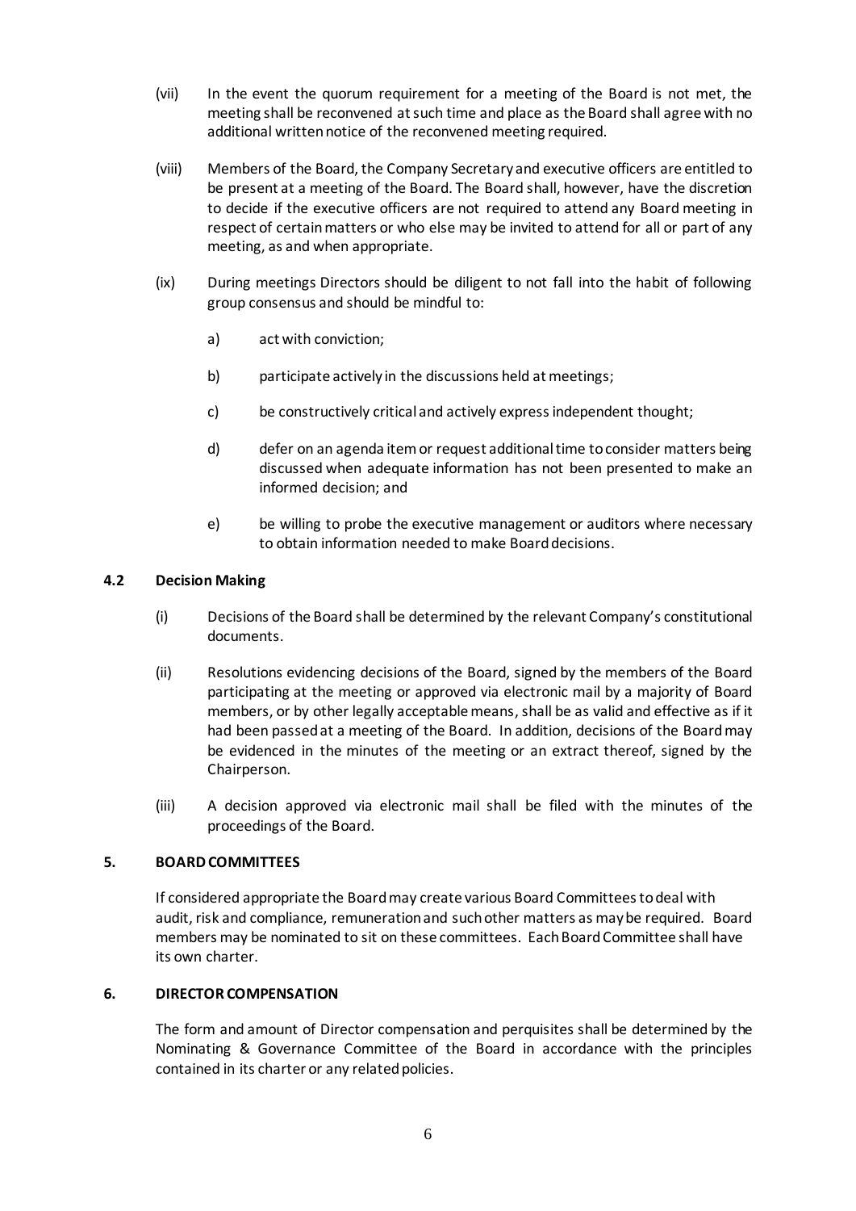(vii) In the event the quorum requirement for a meeting of the Board is not met, the meeting shall be reconvened at such time and place as the Board shall agree with no additional written notice of the reconvened meeting required.

(viii) Members of the Board, the Company Secretary and executive officers are entitled to be present at a meeting of the Board. The Board shall, however, have the discretion to decide if the executive officers are not required to attend any Board meeting in respect of certain matters or who else may be invited to attend for all or part of any meeting, as and when appropriate.

(ix) During meetings Directors should be diligent to not fall into the habit of following group consensus and should be mindful to:

a) act with conviction;

b) participate actively in the discussions held at meetings;

c) be constructively critical and actively express independent thought;

d) defer on an agenda item or request additional time to consider matters being discussed when adequate information has not been presented to make an informed decision; and

e) be willing to probe the executive management or auditors where necessary to obtain information needed to make Board decisions.

### 4.2 Decision Making

(i) Decisions of the Board shall be determined by the relevant Company's constitutional documents.

(ii) Resolutions evidencing decisions of the Board, signed by the members of the Board participating at the meeting or approved via electronic mail by a majority of Board members, or by other legally acceptable means, shall be as valid and effective as if it had been passed at a meeting of the Board. In addition, decisions of the Board may be evidenced in the minutes of the meeting or an extract thereof, signed by the Chairperson.

(iii) A decision approved via electronic mail shall be filed with the minutes of the proceedings of the Board.

## 5. BOARD COMMITTEES

If considered appropriate the Board may create various Board Committees to deal with audit, risk and compliance, remuneration and such other matters as may be required. Board members may be nominated to sit on these committees. Each Board Committee shall have its own charter.

## 6. DIRECTOR COMPENSATION

The form and amount of Director compensation and perquisites shall be determined by the Nominating & Governance Committee of the Board in accordance with the principles contained in its charter or any related policies.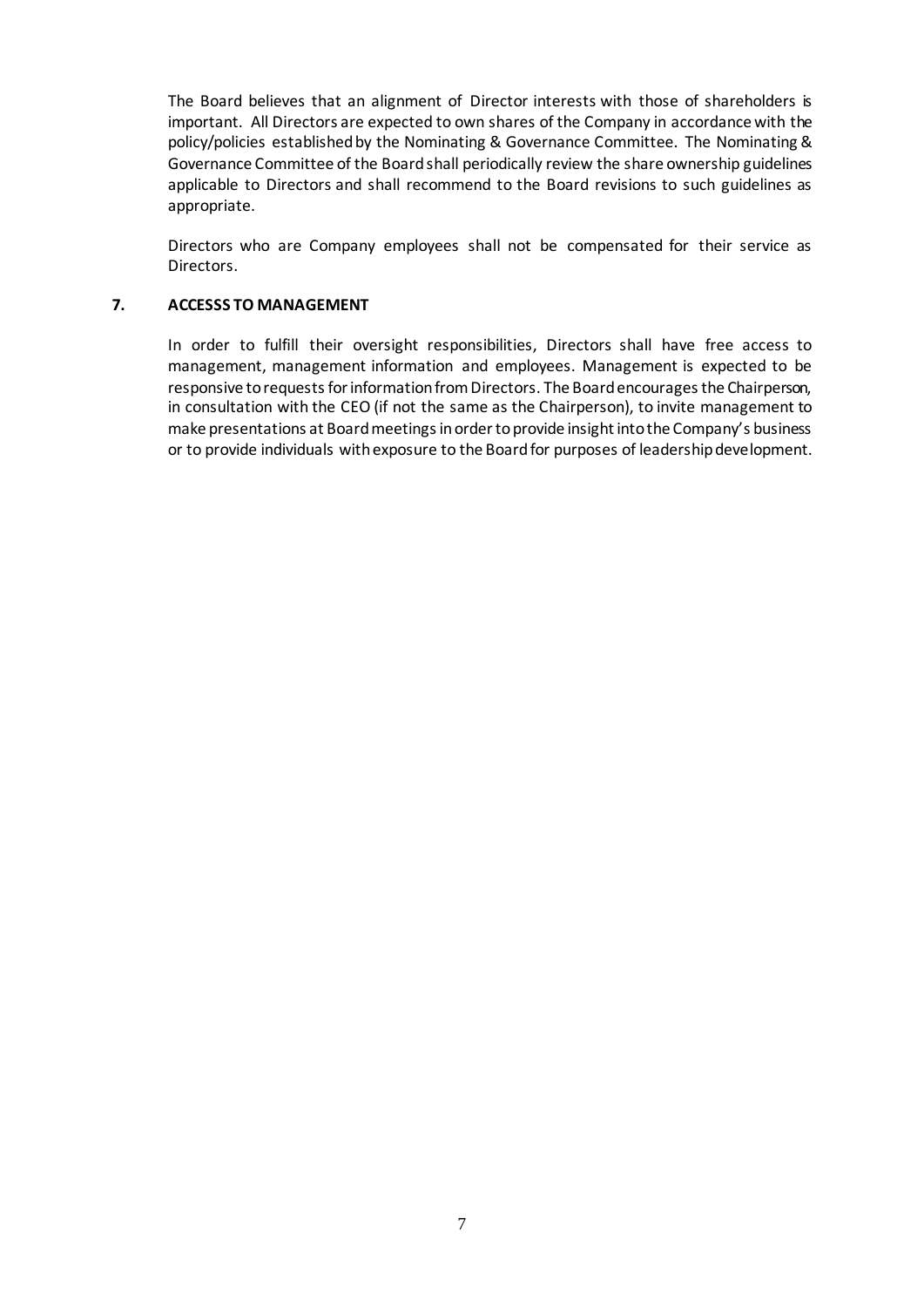The Board believes that an alignment of Director interests with those of shareholders is important. All Directors are expected to own shares of the Company in accordance with the policy/policies established by the Nominating & Governance Committee. The Nominating & Governance Committee of the Board shall periodically review the share ownership guidelines applicable to Directors and shall recommend to the Board revisions to such guidelines as appropriate.

Directors who are Company employees shall not be compensated for their service as Directors.

## 7. ACCESSS TO MANAGEMENT

In order to fulfill their oversight responsibilities, Directors shall have free access to management, management information and employees. Management is expected to be responsive to requests for information from Directors. The Board encourages the Chairperson, in consultation with the CEO (if not the same as the Chairperson), to invite management to make presentations at Board meetings in order to provide insight into the Company's business or to provide individuals with exposure to the Board for purposes of leadership development.